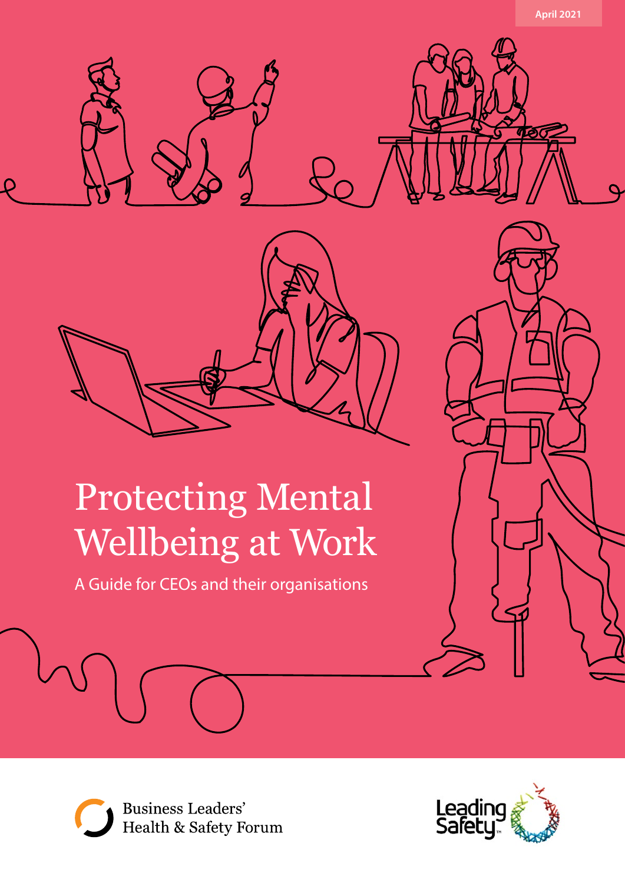April 2021

# Protecting Mental Wellbeing at Work

A Guide for CEOs and their organisations

Business Leaders' Health & Safety Forum

Leading Safety™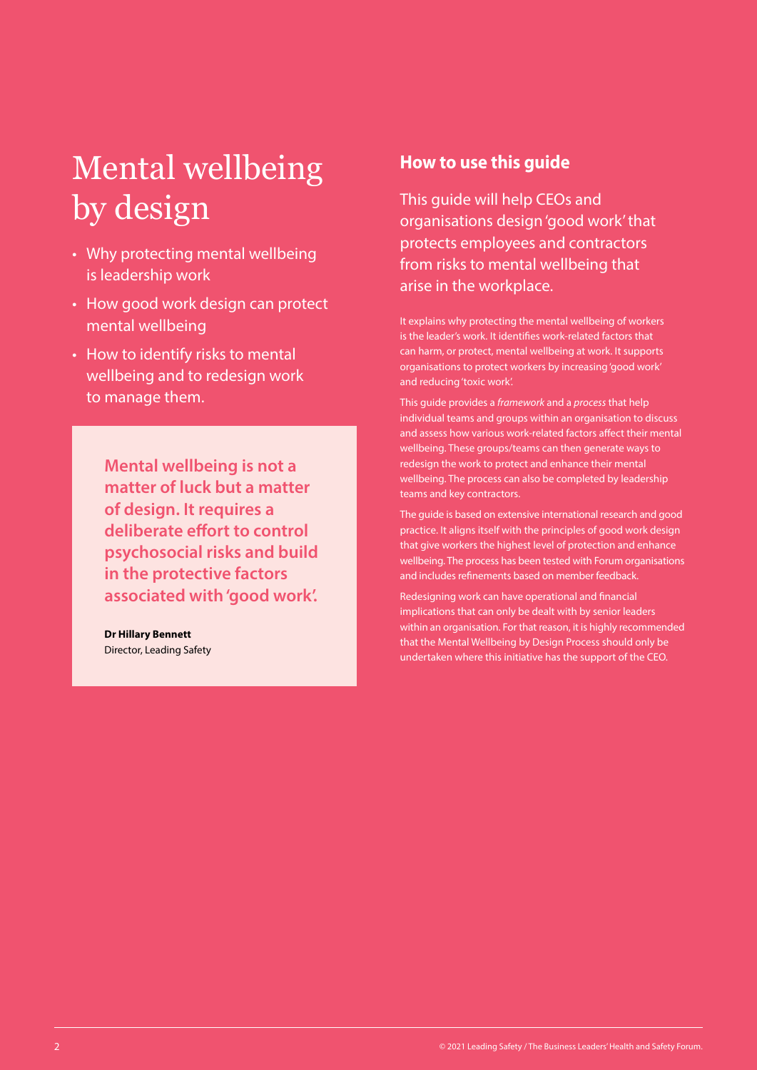# Mental wellbeing by design

- Why protecting mental wellbeing is leadership work
- How good work design can protect mental wellbeing
- How to identify risks to mental wellbeing and to redesign work to manage them.

> **Mental wellbeing is not a matter of luck but a matter of design. It requires a deliberate effort to control psychosocial risks and build in the protective factors associated with 'good work'.**
>
> **Dr Hillary Bennett**
> Director, Leading Safety

## How to use this guide

This guide will help CEOs and organisations design 'good work' that protects employees and contractors from risks to mental wellbeing that arise in the workplace.

It explains why protecting the mental wellbeing of workers is the leader's work. It identifies work-related factors that can harm, or protect, mental wellbeing at work. It supports organisations to protect workers by increasing 'good work' and reducing 'toxic work'.

This guide provides a *framework* and a *process* that help individual teams and groups within an organisation to discuss and assess how various work-related factors affect their mental wellbeing. These groups/teams can then generate ways to redesign the work to protect and enhance their mental wellbeing. The process can also be completed by leadership teams and key contractors.

The guide is based on extensive international research and good practice. It aligns itself with the principles of good work design that give workers the highest level of protection and enhance wellbeing. The process has been tested with Forum organisations and includes refinements based on member feedback.

Redesigning work can have operational and financial implications that can only be dealt with by senior leaders within an organisation. For that reason, it is highly recommended that the Mental Wellbeing by Design Process should only be undertaken where this initiative has the support of the CEO.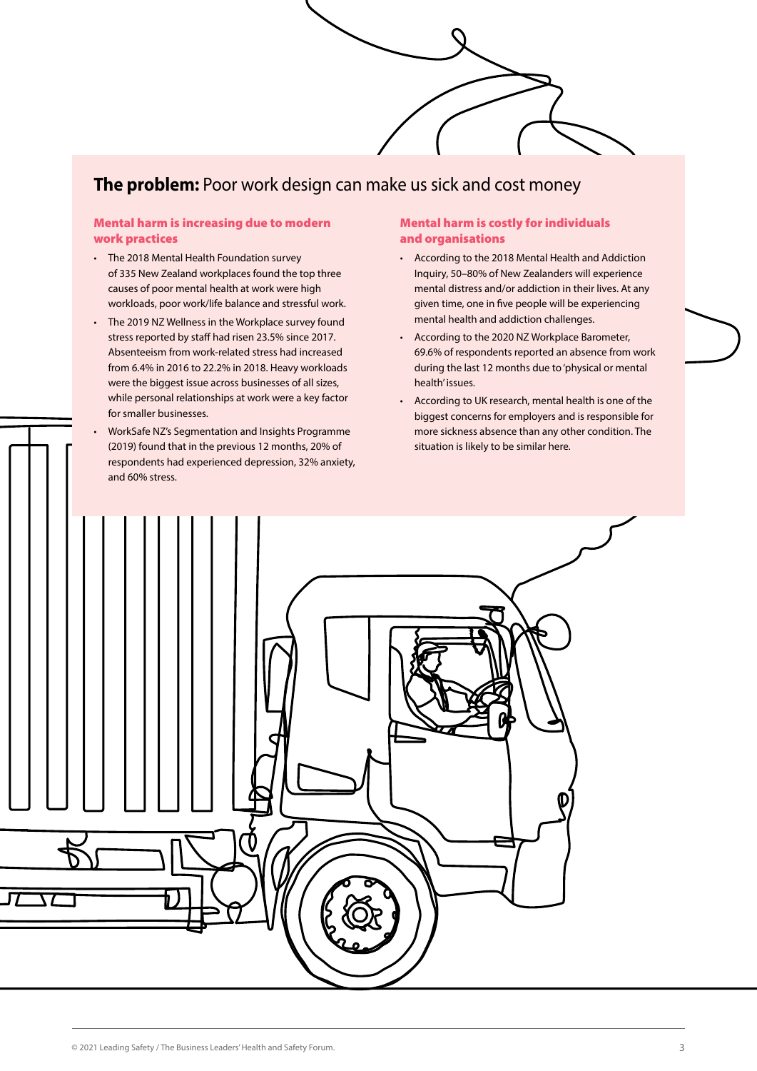## **The problem:** Poor work design can make us sick and cost money

### Mental harm is increasing due to modern work practices

- The 2018 Mental Health Foundation survey of 335 New Zealand workplaces found the top three causes of poor mental health at work were high workloads, poor work/life balance and stressful work.
- The 2019 NZ Wellness in the Workplace survey found stress reported by staff had risen 23.5% since 2017. Absenteeism from work-related stress had increased from 6.4% in 2016 to 22.2% in 2018. Heavy workloads were the biggest issue across businesses of all sizes, while personal relationships at work were a key factor for smaller businesses.
- WorkSafe NZ's Segmentation and Insights Programme (2019) found that in the previous 12 months, 20% of respondents had experienced depression, 32% anxiety, and 60% stress.

### Mental harm is costly for individuals and organisations

- According to the 2018 Mental Health and Addiction Inquiry, 50–80% of New Zealanders will experience mental distress and/or addiction in their lives. At any given time, one in five people will be experiencing mental health and addiction challenges.
- According to the 2020 NZ Workplace Barometer, 69.6% of respondents reported an absence from work during the last 12 months due to 'physical or mental health' issues.
- According to UK research, mental health is one of the biggest concerns for employers and is responsible for more sickness absence than any other condition. The situation is likely to be similar here.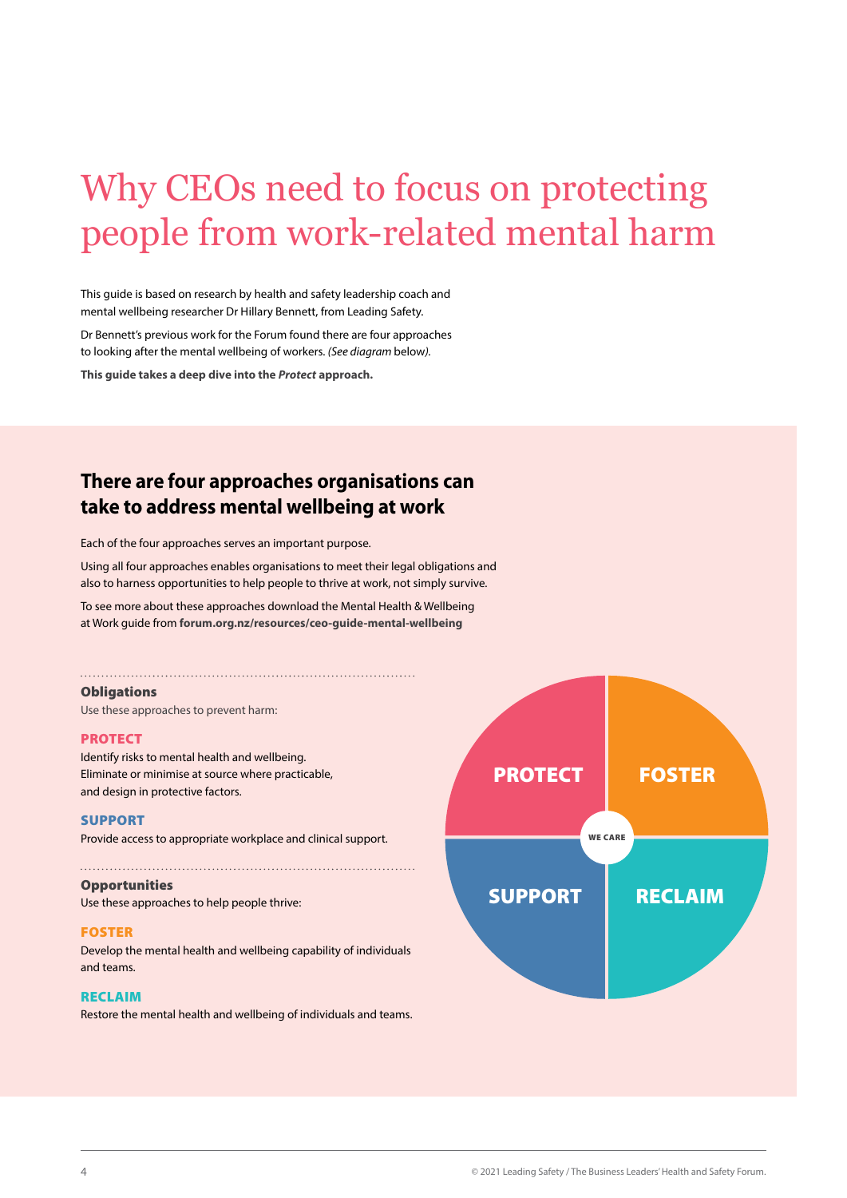# Why CEOs need to focus on protecting people from work-related mental harm

This guide is based on research by health and safety leadership coach and mental wellbeing researcher Dr Hillary Bennett, from Leading Safety.

Dr Bennett's previous work for the Forum found there are four approaches to looking after the mental wellbeing of workers. *(See diagram below).*

**This guide takes a deep dive into the *Protect* approach.**

## There are four approaches organisations can take to address mental wellbeing at work

Each of the four approaches serves an important purpose.

Using all four approaches enables organisations to meet their legal obligations and also to harness opportunities to help people to thrive at work, not simply survive.

To see more about these approaches download the Mental Health & Wellbeing at Work guide from **forum.org.nz/resources/ceo-guide-mental-wellbeing**

**Obligations**

Use these approaches to prevent harm:

**PROTECT**

Identify risks to mental health and wellbeing. Eliminate or minimise at source where practicable, and design in protective factors.

**SUPPORT**

Provide access to appropriate workplace and clinical support.

**Opportunities**

Use these approaches to help people thrive:

**FOSTER**

Develop the mental health and wellbeing capability of individuals and teams.

**RECLAIM**

Restore the mental health and wellbeing of individuals and teams.

PROTECT | FOSTER | SUPPORT | RECLAIM — WE CARE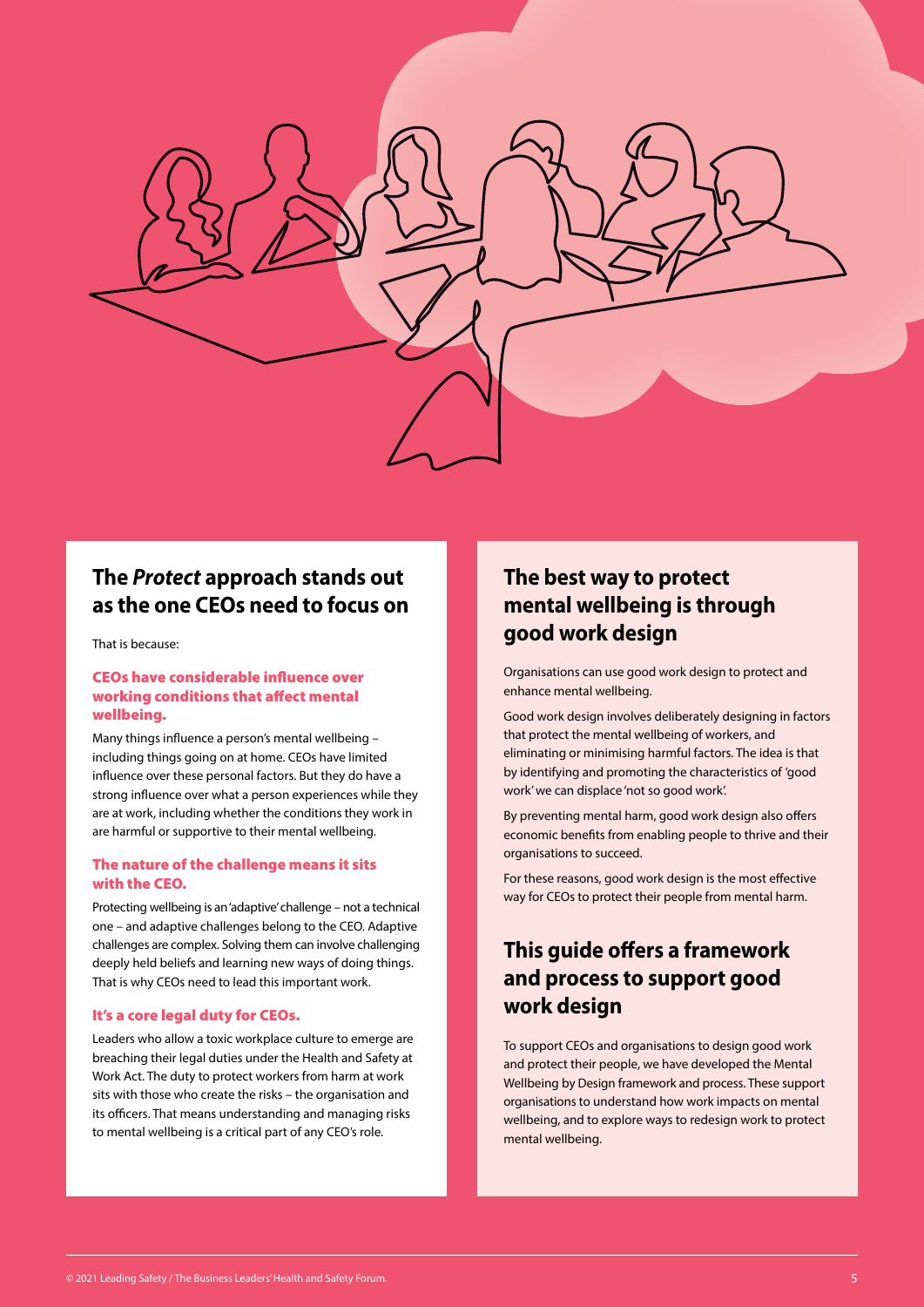## The *Protect* approach stands out as the one CEOs need to focus on

That is because:

### CEOs have considerable influence over working conditions that affect mental wellbeing.

Many things influence a person's mental wellbeing – including things going on at home. CEOs have limited influence over these personal factors. But they do have a strong influence over what a person experiences while they are at work, including whether the conditions they work in are harmful or supportive to their mental wellbeing.

### The nature of the challenge means it sits with the CEO.

Protecting wellbeing is an 'adaptive' challenge – not a technical one – and adaptive challenges belong to the CEO. Adaptive challenges are complex. Solving them can involve challenging deeply held beliefs and learning new ways of doing things. That is why CEOs need to lead this important work.

### It's a core legal duty for CEOs.

Leaders who allow a toxic workplace culture to emerge are breaching their legal duties under the Health and Safety at Work Act. The duty to protect workers from harm at work sits with those who create the risks – the organisation and its officers. That means understanding and managing risks to mental wellbeing is a critical part of any CEO's role.

## The best way to protect mental wellbeing is through good work design

Organisations can use good work design to protect and enhance mental wellbeing.

Good work design involves deliberately designing in factors that protect the mental wellbeing of workers, and eliminating or minimising harmful factors. The idea is that by identifying and promoting the characteristics of 'good work' we can displace 'not so good work'.

By preventing mental harm, good work design also offers economic benefits from enabling people to thrive and their organisations to succeed.

For these reasons, good work design is the most effective way for CEOs to protect their people from mental harm.

## This guide offers a framework and process to support good work design

To support CEOs and organisations to design good work and protect their people, we have developed the Mental Wellbeing by Design framework and process. These support organisations to understand how work impacts on mental wellbeing, and to explore ways to redesign work to protect mental wellbeing.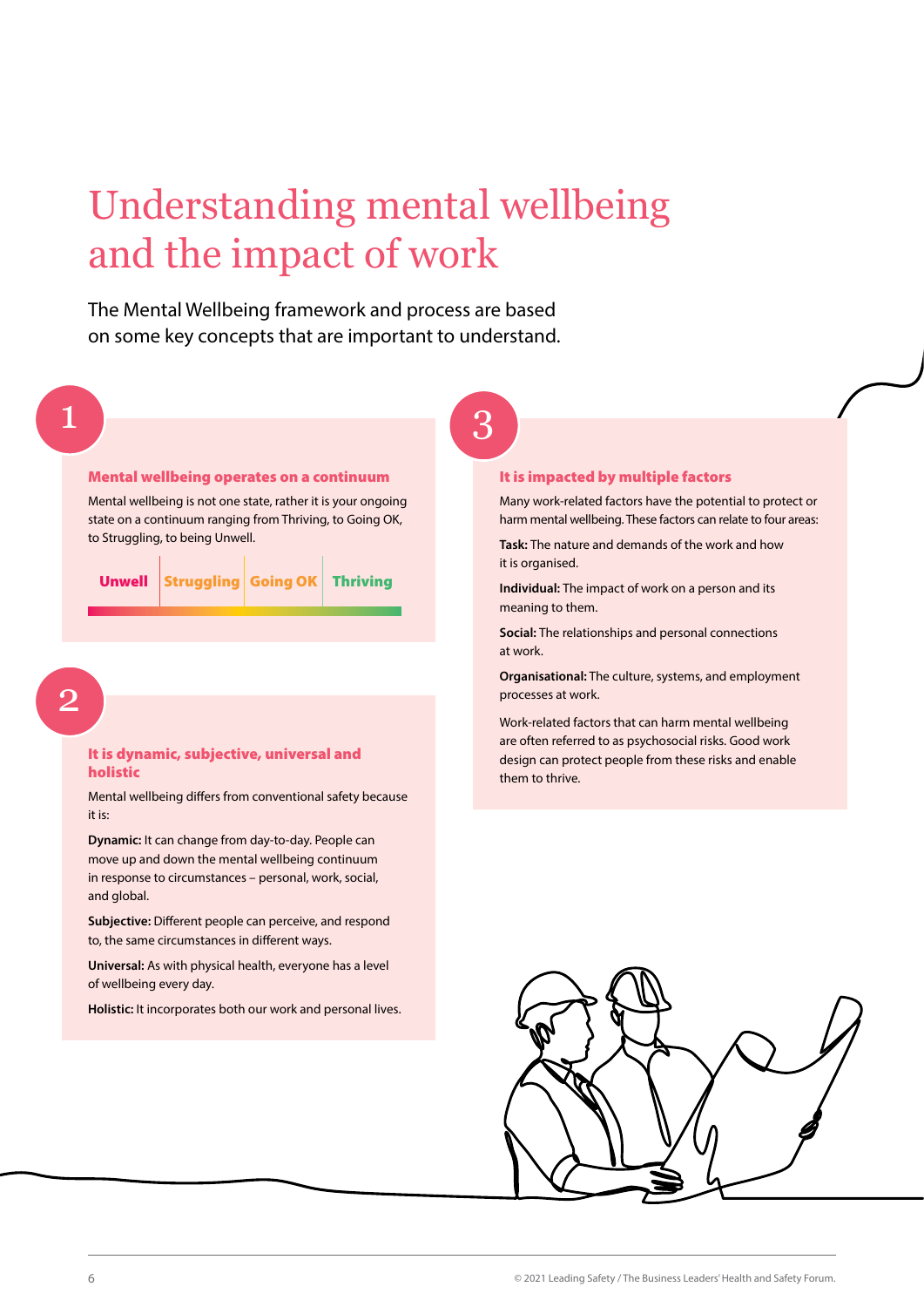# Understanding mental wellbeing and the impact of work

The Mental Wellbeing framework and process are based on some key concepts that are important to understand.

## 1

### Mental wellbeing operates on a continuum

Mental wellbeing is not one state, rather it is your ongoing state on a continuum ranging from Thriving, to Going OK, to Struggling, to being Unwell.

**Unwell** | **Struggling** | **Going OK** | **Thriving**

## 2

### It is dynamic, subjective, universal and holistic

Mental wellbeing differs from conventional safety because it is:

**Dynamic:** It can change from day-to-day. People can move up and down the mental wellbeing continuum in response to circumstances – personal, work, social, and global.

**Subjective:** Different people can perceive, and respond to, the same circumstances in different ways.

**Universal:** As with physical health, everyone has a level of wellbeing every day.

**Holistic:** It incorporates both our work and personal lives.

## 3

### It is impacted by multiple factors

Many work-related factors have the potential to protect or harm mental wellbeing. These factors can relate to four areas:

**Task:** The nature and demands of the work and how it is organised.

**Individual:** The impact of work on a person and its meaning to them.

**Social:** The relationships and personal connections at work.

**Organisational:** The culture, systems, and employment processes at work.

Work-related factors that can harm mental wellbeing are often referred to as psychosocial risks. Good work design can protect people from these risks and enable them to thrive.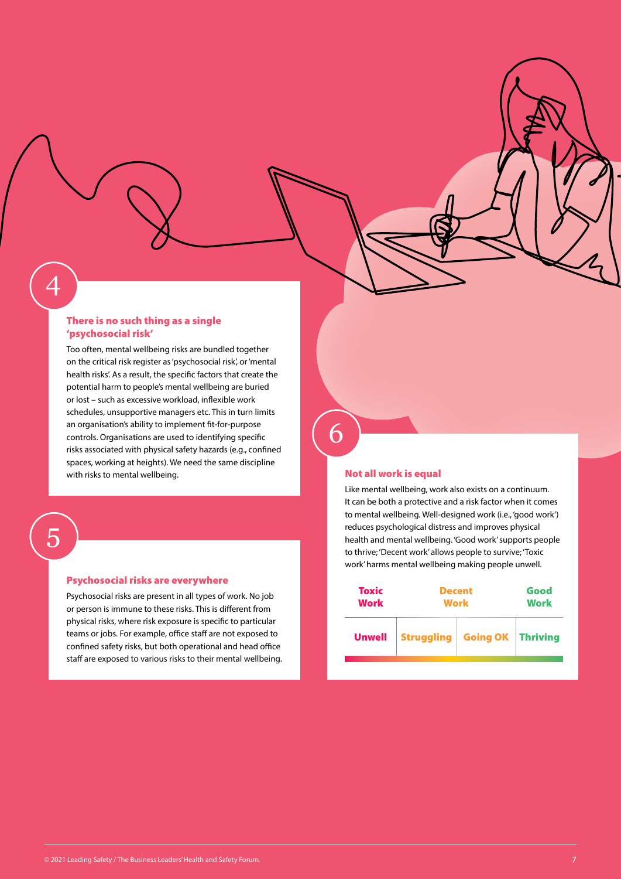## 4

### There is no such thing as a single 'psychosocial risk'

Too often, mental wellbeing risks are bundled together on the critical risk register as 'psychosocial risk', or 'mental health risks'. As a result, the specific factors that create the potential harm to people's mental wellbeing are buried or lost – such as excessive workload, inflexible work schedules, unsupportive managers etc. This in turn limits an organisation's ability to implement fit-for-purpose controls. Organisations are used to identifying specific risks associated with physical safety hazards (e.g., confined spaces, working at heights). We need the same discipline with risks to mental wellbeing.

## 5

### Psychosocial risks are everywhere

Psychosocial risks are present in all types of work. No job or person is immune to these risks. This is different from physical risks, where risk exposure is specific to particular teams or jobs. For example, office staff are not exposed to confined safety risks, but both operational and head office staff are exposed to various risks to their mental wellbeing.

## 6

### Not all work is equal

Like mental wellbeing, work also exists on a continuum. It can be both a protective and a risk factor when it comes to mental wellbeing. Well-designed work (i.e., 'good work') reduces psychological distress and improves physical health and mental wellbeing. 'Good work' supports people to thrive; 'Decent work' allows people to survive; 'Toxic work' harms mental wellbeing making people unwell.

| Toxic Work | Decent Work | | Good Work |
|---|---|---|---|
| Unwell | Struggling | Going OK | Thriving |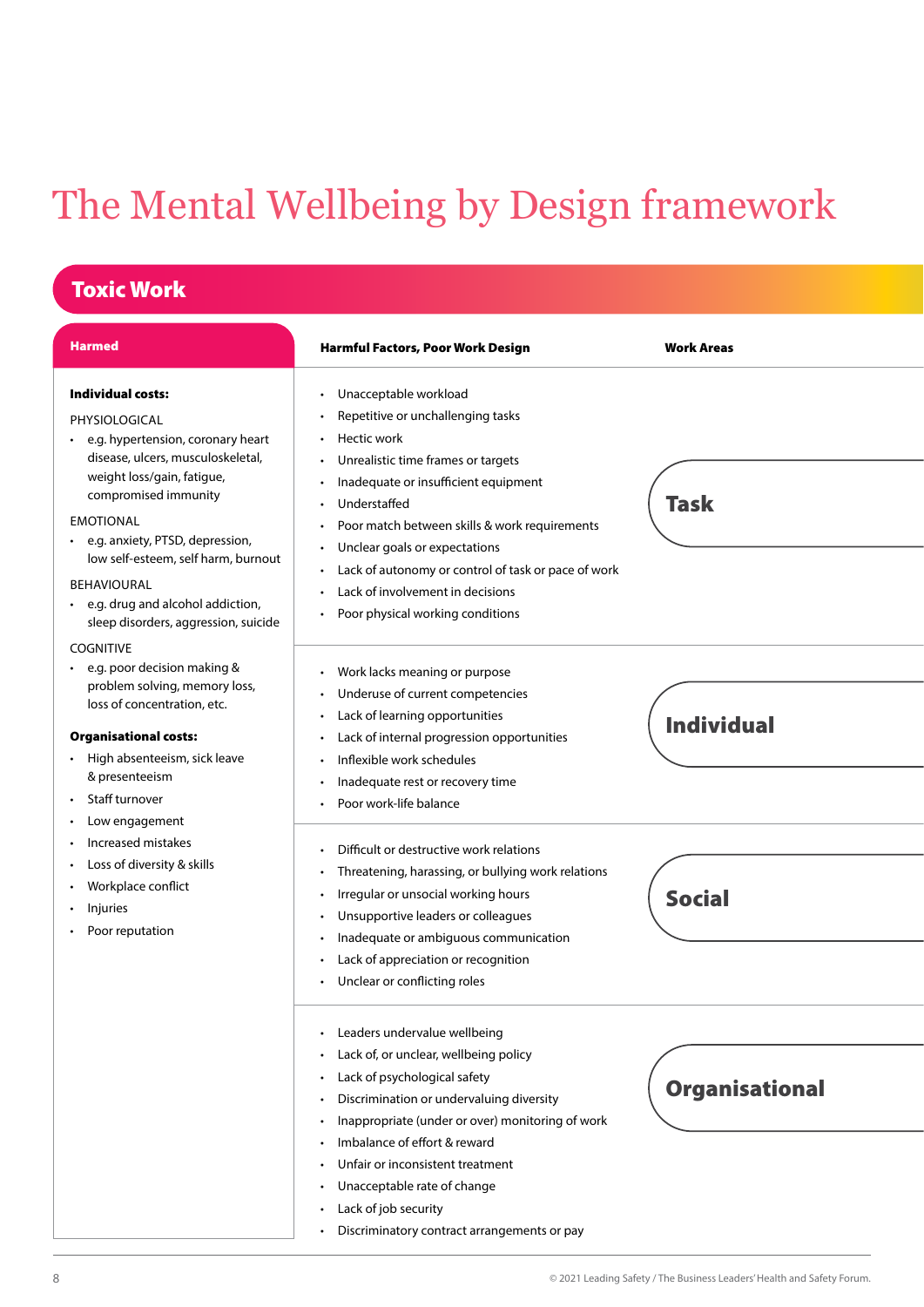# The Mental Wellbeing by Design framework

## Toxic Work

### Harmed

**Individual costs:**

PHYSIOLOGICAL

- e.g. hypertension, coronary heart disease, ulcers, musculoskeletal, weight loss/gain, fatigue, compromised immunity

EMOTIONAL

- e.g. anxiety, PTSD, depression, low self-esteem, self harm, burnout

BEHAVIOURAL

- e.g. drug and alcohol addiction, sleep disorders, aggression, suicide

COGNITIVE

- e.g. poor decision making & problem solving, memory loss, loss of concentration, etc.

**Organisational costs:**

- High absenteeism, sick leave & presenteeism
- Staff turnover
- Low engagement
- Increased mistakes
- Loss of diversity & skills
- Workplace conflict
- Injuries
- Poor reputation

| Harmful Factors, Poor Work Design | Work Areas |
|---|---|
| • Unacceptable workload<br>• Repetitive or unchallenging tasks<br>• Hectic work<br>• Unrealistic time frames or targets<br>• Inadequate or insufficient equipment<br>• Understaffed<br>• Poor match between skills & work requirements<br>• Unclear goals or expectations<br>• Lack of autonomy or control of task or pace of work<br>• Lack of involvement in decisions<br>• Poor physical working conditions | **Task** |
| • Work lacks meaning or purpose<br>• Underuse of current competencies<br>• Lack of learning opportunities<br>• Lack of internal progression opportunities<br>• Inflexible work schedules<br>• Inadequate rest or recovery time<br>• Poor work-life balance | **Individual** |
| • Difficult or destructive work relations<br>• Threatening, harassing, or bullying work relations<br>• Irregular or unsocial working hours<br>• Unsupportive leaders or colleagues<br>• Inadequate or ambiguous communication<br>• Lack of appreciation or recognition<br>• Unclear or conflicting roles | **Social** |
| • Leaders undervalue wellbeing<br>• Lack of, or unclear, wellbeing policy<br>• Lack of psychological safety<br>• Discrimination or undervaluing diversity<br>• Inappropriate (under or over) monitoring of work<br>• Imbalance of effort & reward<br>• Unfair or inconsistent treatment<br>• Unacceptable rate of change<br>• Lack of job security<br>• Discriminatory contract arrangements or pay | **Organisational** |

© 2021 Leading Safety / The Business Leaders' Health and Safety Forum.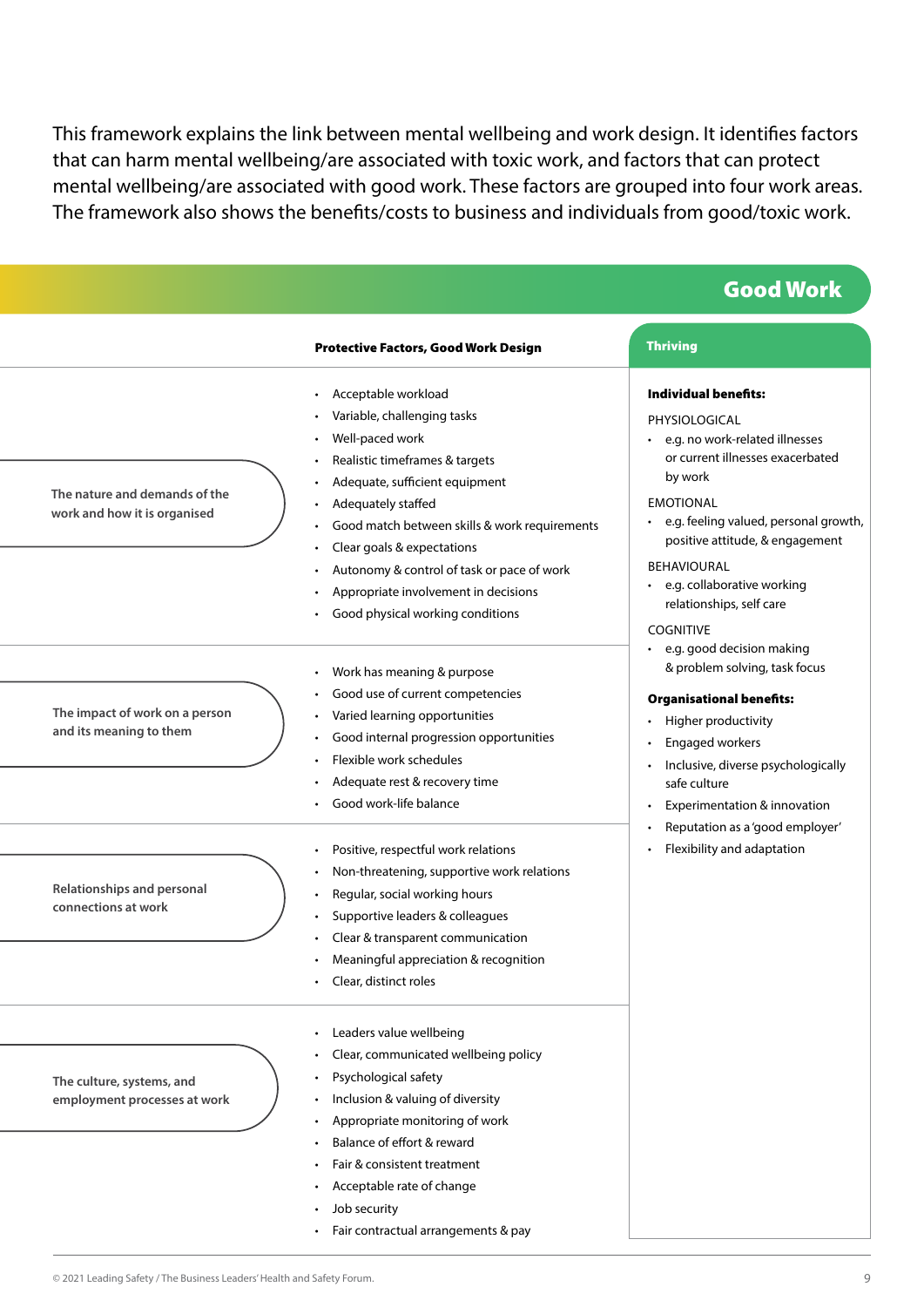This framework explains the link between mental wellbeing and work design. It identifies factors that can harm mental wellbeing/are associated with toxic work, and factors that can protect mental wellbeing/are associated with good work. These factors are grouped into four work areas. The framework also shows the benefits/costs to business and individuals from good/toxic work.

## Good Work

| | Protective Factors, Good Work Design |
|---|---|
| The nature and demands of the work and how it is organised | • Acceptable workload<br>• Variable, challenging tasks<br>• Well-paced work<br>• Realistic timeframes & targets<br>• Adequate, sufficient equipment<br>• Adequately staffed<br>• Good match between skills & work requirements<br>• Clear goals & expectations<br>• Autonomy & control of task or pace of work<br>• Appropriate involvement in decisions<br>• Good physical working conditions |
| The impact of work on a person and its meaning to them | • Work has meaning & purpose<br>• Good use of current competencies<br>• Varied learning opportunities<br>• Good internal progression opportunities<br>• Flexible work schedules<br>• Adequate rest & recovery time<br>• Good work-life balance |
| Relationships and personal connections at work | • Positive, respectful work relations<br>• Non-threatening, supportive work relations<br>• Regular, social working hours<br>• Supportive leaders & colleagues<br>• Clear & transparent communication<br>• Meaningful appreciation & recognition<br>• Clear, distinct roles |
| The culture, systems, and employment processes at work | • Leaders value wellbeing<br>• Clear, communicated wellbeing policy<br>• Psychological safety<br>• Inclusion & valuing of diversity<br>• Appropriate monitoring of work<br>• Balance of effort & reward<br>• Fair & consistent treatment<br>• Acceptable rate of change<br>• Job security<br>• Fair contractual arrangements & pay |

### Thriving

**Individual benefits:**

PHYSIOLOGICAL
- e.g. no work-related illnesses or current illnesses exacerbated by work

EMOTIONAL
- e.g. feeling valued, personal growth, positive attitude, & engagement

BEHAVIOURAL
- e.g. collaborative working relationships, self care

COGNITIVE
- e.g. good decision making & problem solving, task focus

**Organisational benefits:**
- Higher productivity
- Engaged workers
- Inclusive, diverse psychologically safe culture
- Experimentation & innovation
- Reputation as a 'good employer'
- Flexibility and adaptation

© 2021 Leading Safety / The Business Leaders' Health and Safety Forum.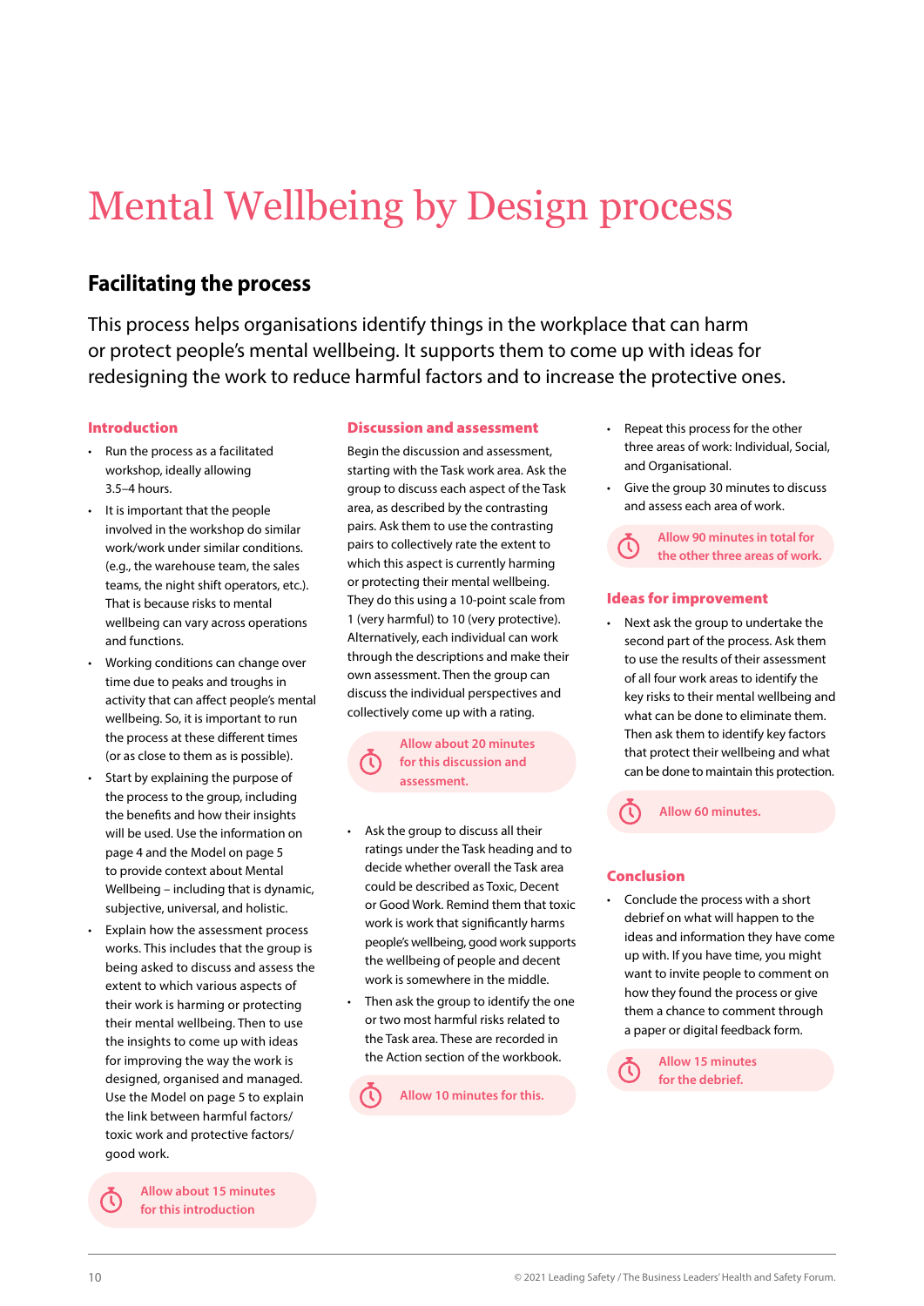# Mental Wellbeing by Design process

## Facilitating the process

This process helps organisations identify things in the workplace that can harm or protect people's mental wellbeing. It supports them to come up with ideas for redesigning the work to reduce harmful factors and to increase the protective ones.

### Introduction

- Run the process as a facilitated workshop, ideally allowing 3.5–4 hours.
- It is important that the people involved in the workshop do similar work/work under similar conditions. (e.g., the warehouse team, the sales teams, the night shift operators, etc.). That is because risks to mental wellbeing can vary across operations and functions.
- Working conditions can change over time due to peaks and troughs in activity that can affect people's mental wellbeing. So, it is important to run the process at these different times (or as close to them as is possible).
- Start by explaining the purpose of the process to the group, including the benefits and how their insights will be used. Use the information on page 4 and the Model on page 5 to provide context about Mental Wellbeing – including that is dynamic, subjective, universal, and holistic.
- Explain how the assessment process works. This includes that the group is being asked to discuss and assess the extent to which various aspects of their work is harming or protecting their mental wellbeing. Then to use the insights to come up with ideas for improving the way the work is designed, organised and managed. Use the Model on page 5 to explain the link between harmful factors/ toxic work and protective factors/ good work.

**Allow about 15 minutes for this introduction**

### Discussion and assessment

Begin the discussion and assessment, starting with the Task work area. Ask the group to discuss each aspect of the Task area, as described by the contrasting pairs. Ask them to use the contrasting pairs to collectively rate the extent to which this aspect is currently harming or protecting their mental wellbeing. They do this using a 10-point scale from 1 (very harmful) to 10 (very protective). Alternatively, each individual can work through the descriptions and make their own assessment. Then the group can discuss the individual perspectives and collectively come up with a rating.

**Allow about 20 minutes for this discussion and assessment.**

- Ask the group to discuss all their ratings under the Task heading and to decide whether overall the Task area could be described as Toxic, Decent or Good Work. Remind them that toxic work is work that significantly harms people's wellbeing, good work supports the wellbeing of people and decent work is somewhere in the middle.
- Then ask the group to identify the one or two most harmful risks related to the Task area. These are recorded in the Action section of the workbook.

**Allow 10 minutes for this.**

- Repeat this process for the other three areas of work: Individual, Social, and Organisational.
- Give the group 30 minutes to discuss and assess each area of work.

**Allow 90 minutes in total for the other three areas of work.**

### Ideas for improvement

- Next ask the group to undertake the second part of the process. Ask them to use the results of their assessment of all four work areas to identify the key risks to their mental wellbeing and what can be done to eliminate them. Then ask them to identify key factors that protect their wellbeing and what can be done to maintain this protection.

**Allow 60 minutes.**

### Conclusion

- Conclude the process with a short debrief on what will happen to the ideas and information they have come up with. If you have time, you might want to invite people to comment on how they found the process or give them a chance to comment through a paper or digital feedback form.

**Allow 15 minutes for the debrief.**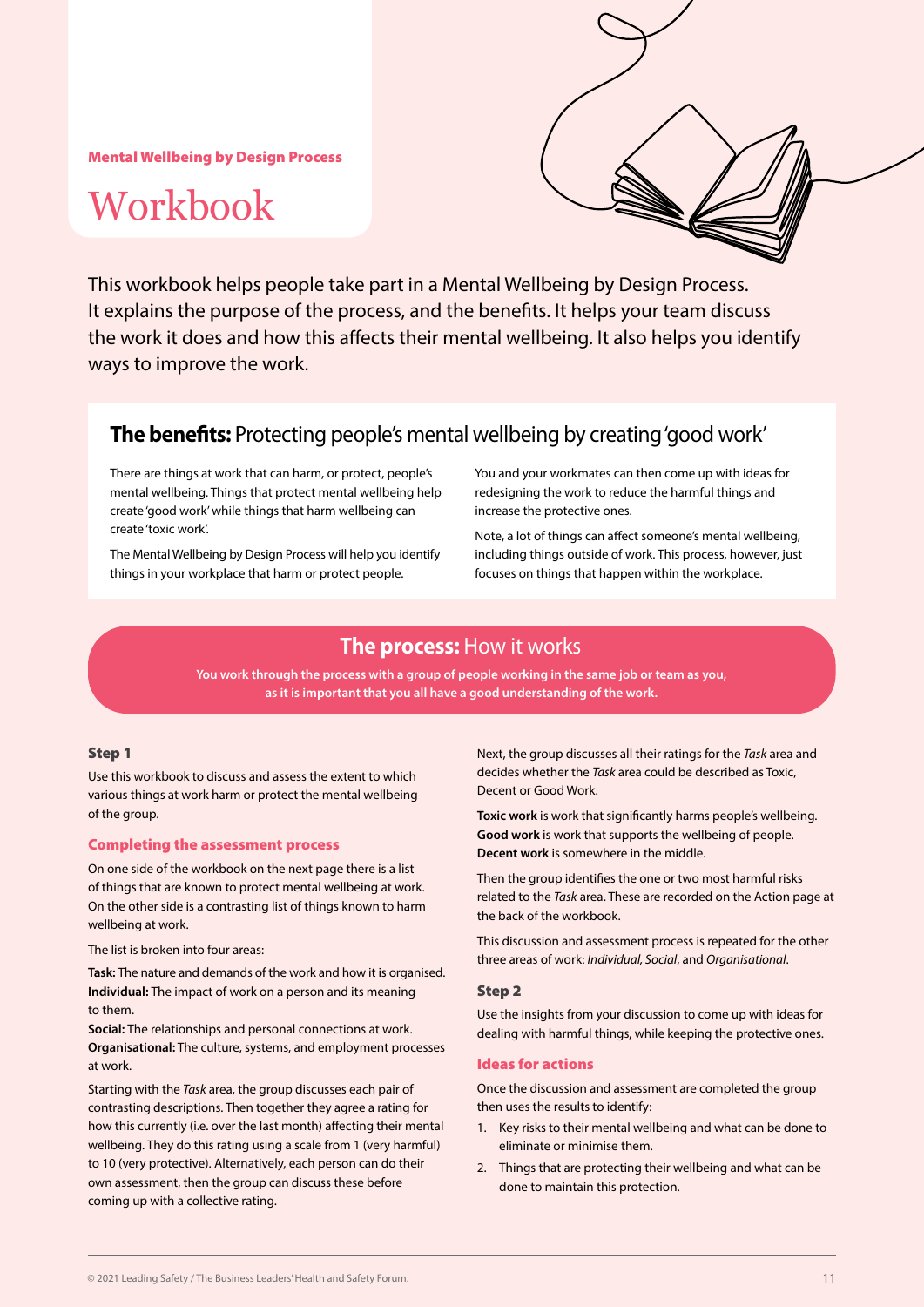Mental Wellbeing by Design Process

# Workbook

This workbook helps people take part in a Mental Wellbeing by Design Process. It explains the purpose of the process, and the benefits. It helps your team discuss the work it does and how this affects their mental wellbeing. It also helps you identify ways to improve the work.

## **The benefits:** Protecting people's mental wellbeing by creating 'good work'

There are things at work that can harm, or protect, people's mental wellbeing. Things that protect mental wellbeing help create 'good work' while things that harm wellbeing can create 'toxic work'.

The Mental Wellbeing by Design Process will help you identify things in your workplace that harm or protect people.

You and your workmates can then come up with ideas for redesigning the work to reduce the harmful things and increase the protective ones.

Note, a lot of things can affect someone's mental wellbeing, including things outside of work. This process, however, just focuses on things that happen within the workplace.

## **The process:** How it works

**You work through the process with a group of people working in the same job or team as you, as it is important that you all have a good understanding of the work.**

### Step 1

Use this workbook to discuss and assess the extent to which various things at work harm or protect the mental wellbeing of the group.

#### Completing the assessment process

On one side of the workbook on the next page there is a list of things that are known to protect mental wellbeing at work. On the other side is a contrasting list of things known to harm wellbeing at work.

The list is broken into four areas:

**Task:** The nature and demands of the work and how it is organised.
**Individual:** The impact of work on a person and its meaning to them.
**Social:** The relationships and personal connections at work.
**Organisational:** The culture, systems, and employment processes at work.

Starting with the *Task* area, the group discusses each pair of contrasting descriptions. Then together they agree a rating for how this currently (i.e. over the last month) affecting their mental wellbeing. They do this rating using a scale from 1 (very harmful) to 10 (very protective). Alternatively, each person can do their own assessment, then the group can discuss these before coming up with a collective rating.

Next, the group discusses all their ratings for the *Task* area and decides whether the *Task* area could be described as Toxic, Decent or Good Work.

**Toxic work** is work that significantly harms people's wellbeing.
**Good work** is work that supports the wellbeing of people.
**Decent work** is somewhere in the middle.

Then the group identifies the one or two most harmful risks related to the *Task* area. These are recorded on the Action page at the back of the workbook.

This discussion and assessment process is repeated for the other three areas of work: *Individual, Social*, and *Organisational*.

### Step 2

Use the insights from your discussion to come up with ideas for dealing with harmful things, while keeping the protective ones.

#### Ideas for actions

Once the discussion and assessment are completed the group then uses the results to identify:

1. Key risks to their mental wellbeing and what can be done to eliminate or minimise them.
2. Things that are protecting their wellbeing and what can be done to maintain this protection.

© 2021 Leading Safety / The Business Leaders' Health and Safety Forum.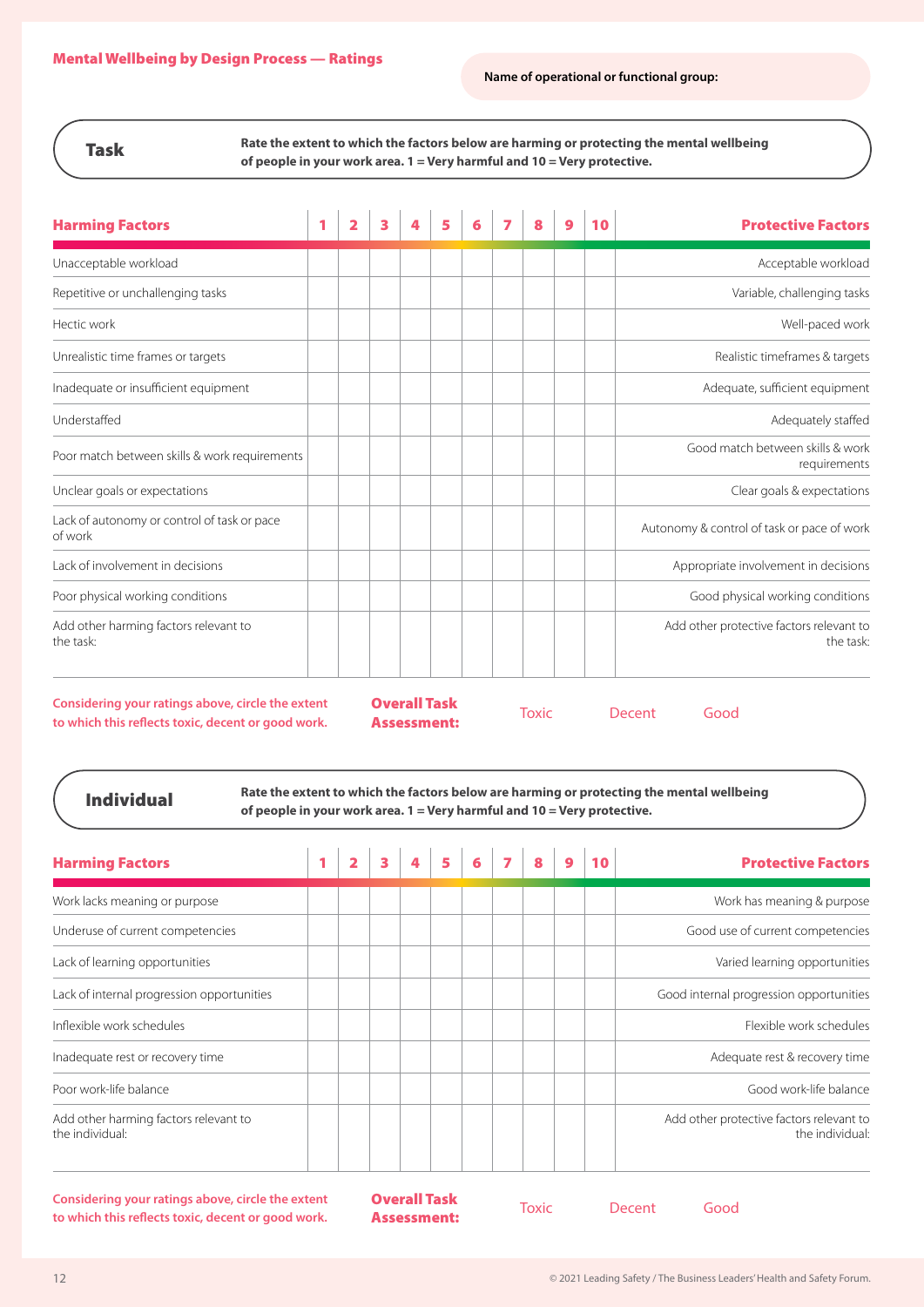## Mental Wellbeing by Design Process — Ratings

**Name of operational or functional group:**

### Task

**Rate the extent to which the factors below are harming or protecting the mental wellbeing of people in your work area. 1 = Very harmful and 10 = Very protective.**

| Harming Factors | 1 | 2 | 3 | 4 | 5 | 6 | 7 | 8 | 9 | 10 | Protective Factors |
|---|---|---|---|---|---|---|---|---|---|---|---|
| Unacceptable workload | | | | | | | | | | | Acceptable workload |
| Repetitive or unchallenging tasks | | | | | | | | | | | Variable, challenging tasks |
| Hectic work | | | | | | | | | | | Well-paced work |
| Unrealistic time frames or targets | | | | | | | | | | | Realistic timeframes & targets |
| Inadequate or insufficient equipment | | | | | | | | | | | Adequate, sufficient equipment |
| Understaffed | | | | | | | | | | | Adequately staffed |
| Poor match between skills & work requirements | | | | | | | | | | | Good match between skills & work requirements |
| Unclear goals or expectations | | | | | | | | | | | Clear goals & expectations |
| Lack of autonomy or control of task or pace of work | | | | | | | | | | | Autonomy & control of task or pace of work |
| Lack of involvement in decisions | | | | | | | | | | | Appropriate involvement in decisions |
| Poor physical working conditions | | | | | | | | | | | Good physical working conditions |
| Add other harming factors relevant to the task: | | | | | | | | | | | Add other protective factors relevant to the task: |

**Considering your ratings above, circle the extent to which this reflects toxic, decent or good work.**

**Overall Task Assessment:** Toxic Decent Good

### Individual

**Rate the extent to which the factors below are harming or protecting the mental wellbeing of people in your work area. 1 = Very harmful and 10 = Very protective.**

| Harming Factors | 1 | 2 | 3 | 4 | 5 | 6 | 7 | 8 | 9 | 10 | Protective Factors |
|---|---|---|---|---|---|---|---|---|---|---|---|
| Work lacks meaning or purpose | | | | | | | | | | | Work has meaning & purpose |
| Underuse of current competencies | | | | | | | | | | | Good use of current competencies |
| Lack of learning opportunities | | | | | | | | | | | Varied learning opportunities |
| Lack of internal progression opportunities | | | | | | | | | | | Good internal progression opportunities |
| Inflexible work schedules | | | | | | | | | | | Flexible work schedules |
| Inadequate rest or recovery time | | | | | | | | | | | Adequate rest & recovery time |
| Poor work-life balance | | | | | | | | | | | Good work-life balance |
| Add other harming factors relevant to the individual: | | | | | | | | | | | Add other protective factors relevant to the individual: |

**Considering your ratings above, circle the extent to which this reflects toxic, decent or good work.**

**Overall Task Assessment:** Toxic Decent Good

© 2021 Leading Safety / The Business Leaders' Health and Safety Forum.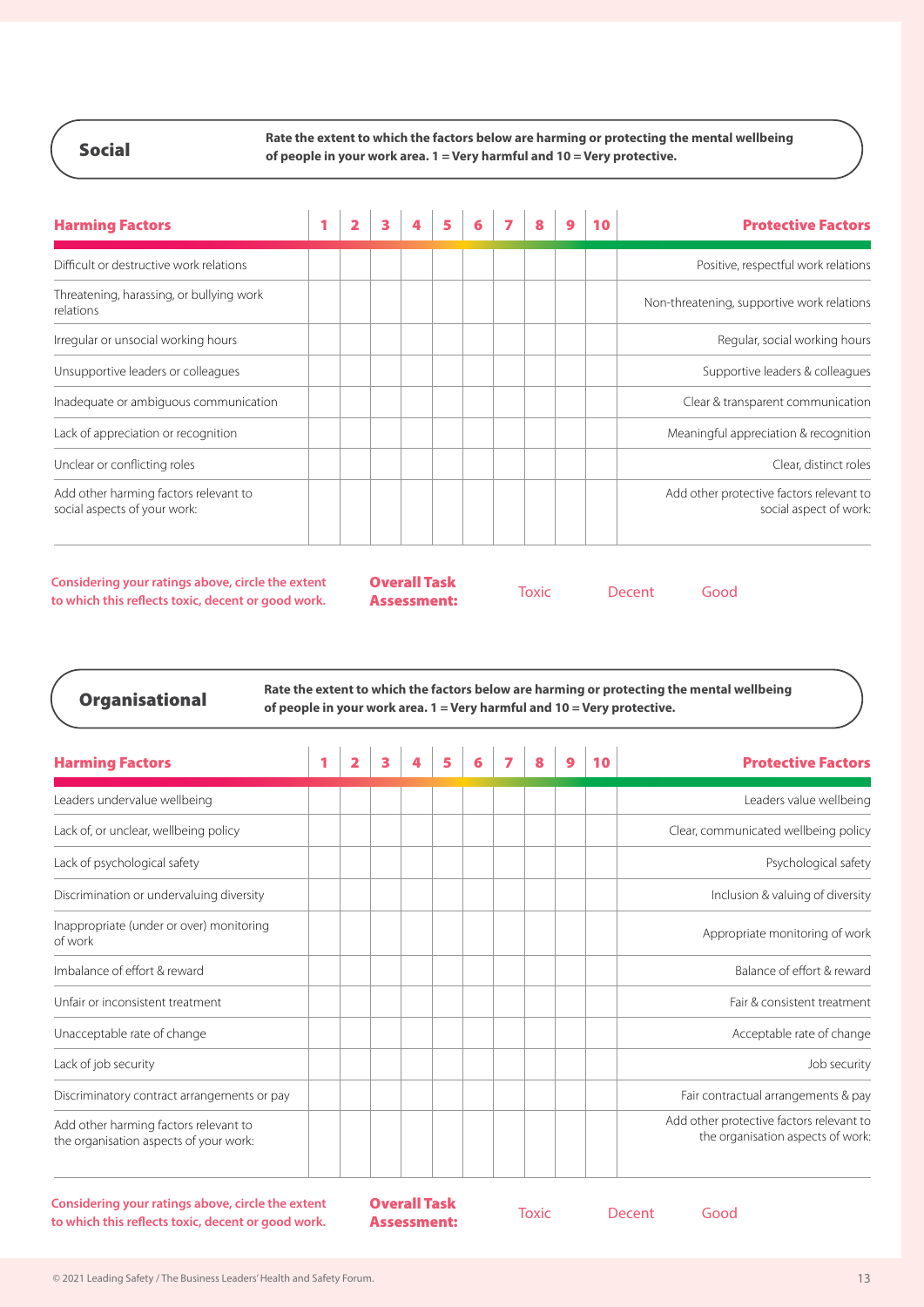## Social

**Rate the extent to which the factors below are harming or protecting the mental wellbeing of people in your work area. 1 = Very harmful and 10 = Very protective.**

| Harming Factors | 1 | 2 | 3 | 4 | 5 | 6 | 7 | 8 | 9 | 10 | Protective Factors |
|---|---|---|---|---|---|---|---|---|---|---|---|
| Difficult or destructive work relations | | | | | | | | | | | Positive, respectful work relations |
| Threatening, harassing, or bullying work relations | | | | | | | | | | | Non-threatening, supportive work relations |
| Irregular or unsocial working hours | | | | | | | | | | | Regular, social working hours |
| Unsupportive leaders or colleagues | | | | | | | | | | | Supportive leaders & colleagues |
| Inadequate or ambiguous communication | | | | | | | | | | | Clear & transparent communication |
| Lack of appreciation or recognition | | | | | | | | | | | Meaningful appreciation & recognition |
| Unclear or conflicting roles | | | | | | | | | | | Clear, distinct roles |
| Add other harming factors relevant to social aspects of your work: | | | | | | | | | | | Add other protective factors relevant to social aspect of work: |

**Considering your ratings above, circle the extent to which this reflects toxic, decent or good work.**

**Overall Task Assessment:** Toxic Decent Good

## Organisational

**Rate the extent to which the factors below are harming or protecting the mental wellbeing of people in your work area. 1 = Very harmful and 10 = Very protective.**

| Harming Factors | 1 | 2 | 3 | 4 | 5 | 6 | 7 | 8 | 9 | 10 | Protective Factors |
|---|---|---|---|---|---|---|---|---|---|---|---|
| Leaders undervalue wellbeing | | | | | | | | | | | Leaders value wellbeing |
| Lack of, or unclear, wellbeing policy | | | | | | | | | | | Clear, communicated wellbeing policy |
| Lack of psychological safety | | | | | | | | | | | Psychological safety |
| Discrimination or undervaluing diversity | | | | | | | | | | | Inclusion & valuing of diversity |
| Inappropriate (under or over) monitoring of work | | | | | | | | | | | Appropriate monitoring of work |
| Imbalance of effort & reward | | | | | | | | | | | Balance of effort & reward |
| Unfair or inconsistent treatment | | | | | | | | | | | Fair & consistent treatment |
| Unacceptable rate of change | | | | | | | | | | | Acceptable rate of change |
| Lack of job security | | | | | | | | | | | Job security |
| Discriminatory contract arrangements or pay | | | | | | | | | | | Fair contractual arrangements & pay |
| Add other harming factors relevant to the organisation aspects of your work: | | | | | | | | | | | Add other protective factors relevant to the organisation aspects of work: |

**Considering your ratings above, circle the extent to which this reflects toxic, decent or good work.**

**Overall Task Assessment:** Toxic Decent Good

© 2021 Leading Safety / The Business Leaders' Health and Safety Forum.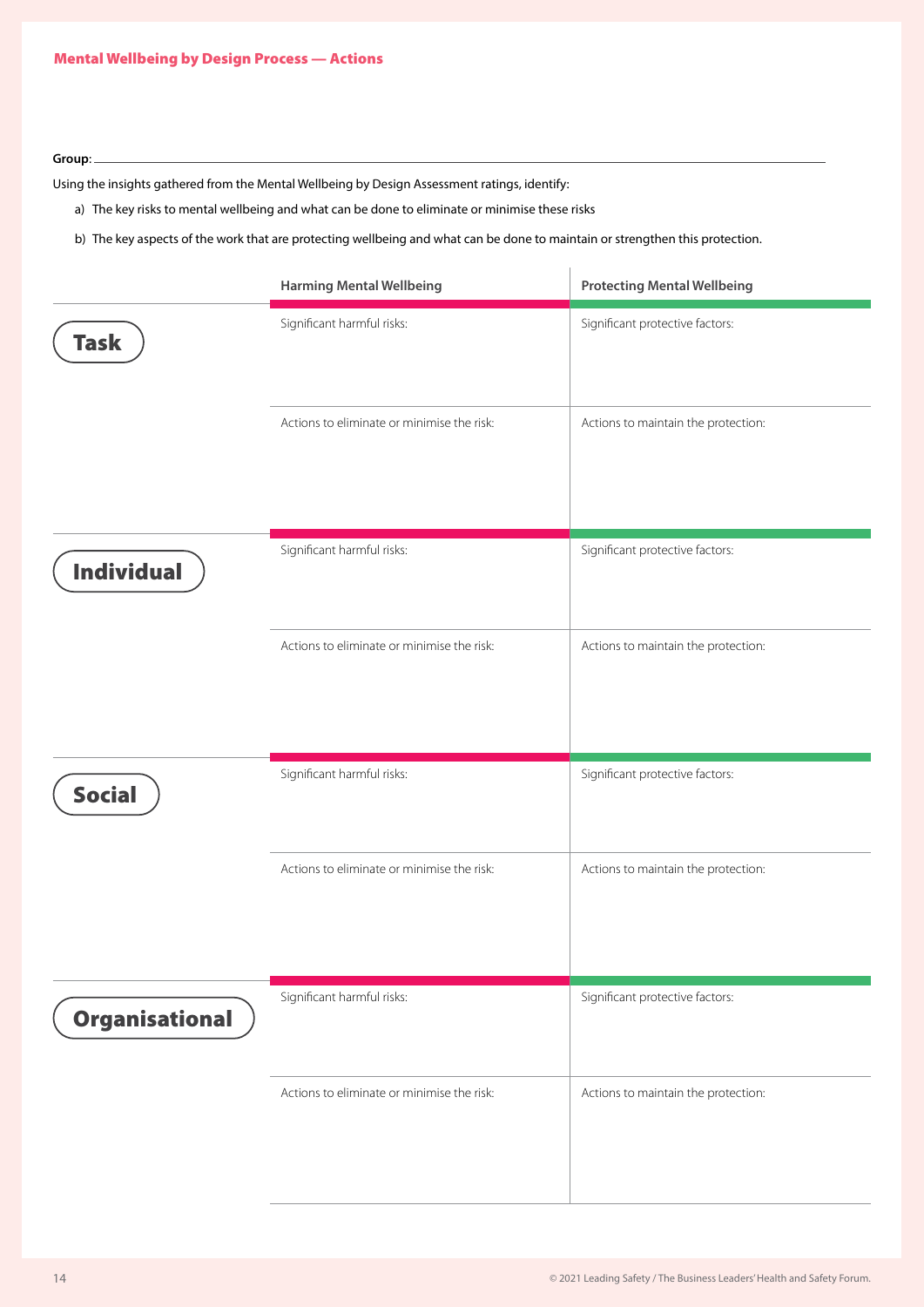## Mental Wellbeing by Design Process — Actions

**Group**: ______________________________________________

Using the insights gathered from the Mental Wellbeing by Design Assessment ratings, identify:

a) The key risks to mental wellbeing and what can be done to eliminate or minimise these risks

b) The key aspects of the work that are protecting wellbeing and what can be done to maintain or strengthen this protection.

| | Harming Mental Wellbeing | Protecting Mental Wellbeing |
|---|---|---|
| **Task** | Significant harmful risks: | Significant protective factors: |
| | Actions to eliminate or minimise the risk: | Actions to maintain the protection: |
| **Individual** | Significant harmful risks: | Significant protective factors: |
| | Actions to eliminate or minimise the risk: | Actions to maintain the protection: |
| **Social** | Significant harmful risks: | Significant protective factors: |
| | Actions to eliminate or minimise the risk: | Actions to maintain the protection: |
| **Organisational** | Significant harmful risks: | Significant protective factors: |
| | Actions to eliminate or minimise the risk: | Actions to maintain the protection: |

© 2021 Leading Safety / The Business Leaders' Health and Safety Forum.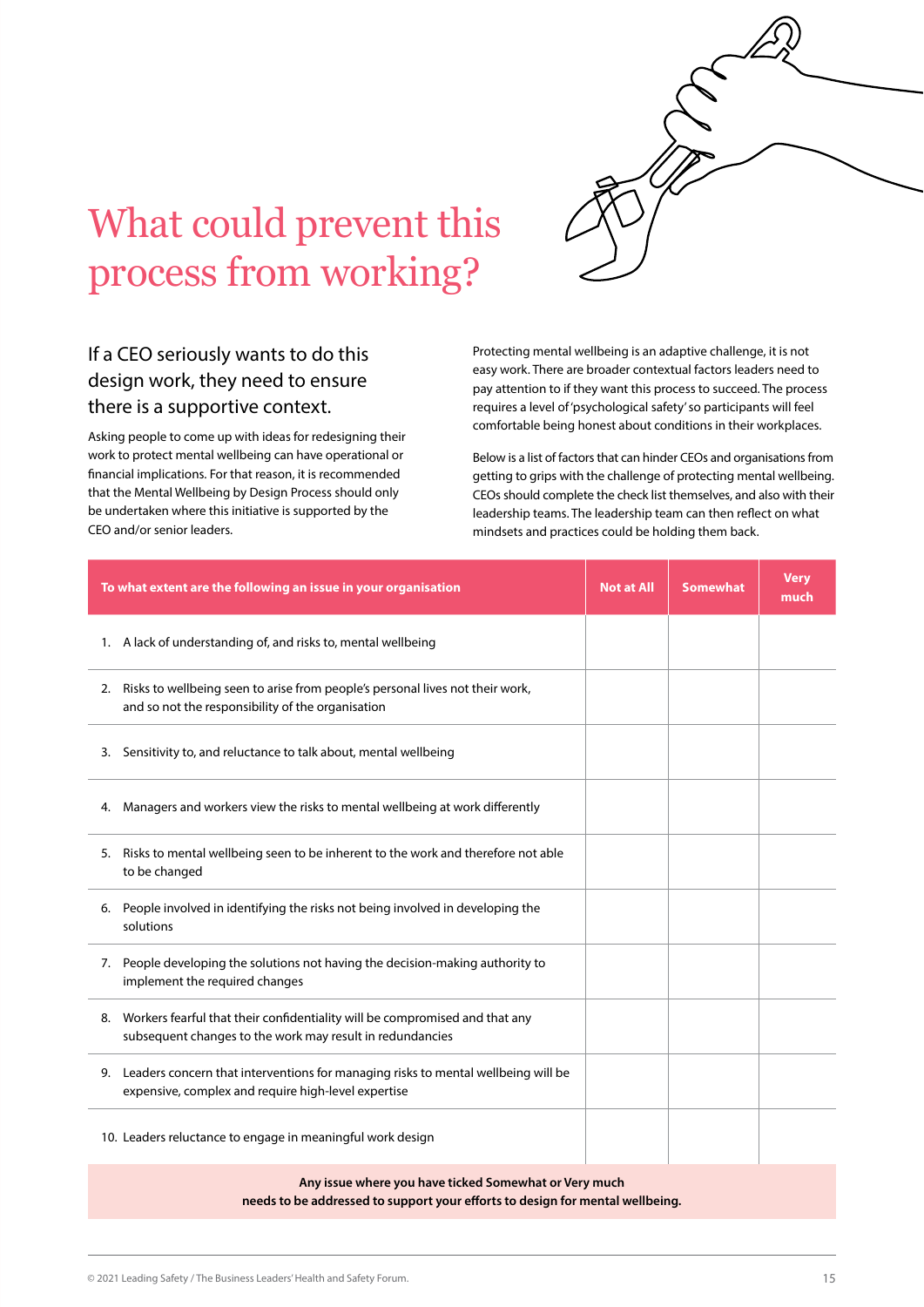# What could prevent this process from working?

### If a CEO seriously wants to do this design work, they need to ensure there is a supportive context.

Asking people to come up with ideas for redesigning their work to protect mental wellbeing can have operational or financial implications. For that reason, it is recommended that the Mental Wellbeing by Design Process should only be undertaken where this initiative is supported by the CEO and/or senior leaders.

Protecting mental wellbeing is an adaptive challenge, it is not easy work. There are broader contextual factors leaders need to pay attention to if they want this process to succeed. The process requires a level of 'psychological safety' so participants will feel comfortable being honest about conditions in their workplaces.

Below is a list of factors that can hinder CEOs and organisations from getting to grips with the challenge of protecting mental wellbeing. CEOs should complete the check list themselves, and also with their leadership teams. The leadership team can then reflect on what mindsets and practices could be holding them back.

| To what extent are the following an issue in your organisation | Not at All | Somewhat | Very much |
|---|---|---|---|
| 1. A lack of understanding of, and risks to, mental wellbeing | | | |
| 2. Risks to wellbeing seen to arise from people's personal lives not their work, and so not the responsibility of the organisation | | | |
| 3. Sensitivity to, and reluctance to talk about, mental wellbeing | | | |
| 4. Managers and workers view the risks to mental wellbeing at work differently | | | |
| 5. Risks to mental wellbeing seen to be inherent to the work and therefore not able to be changed | | | |
| 6. People involved in identifying the risks not being involved in developing the solutions | | | |
| 7. People developing the solutions not having the decision-making authority to implement the required changes | | | |
| 8. Workers fearful that their confidentiality will be compromised and that any subsequent changes to the work may result in redundancies | | | |
| 9. Leaders concern that interventions for managing risks to mental wellbeing will be expensive, complex and require high-level expertise | | | |
| 10. Leaders reluctance to engage in meaningful work design | | | |

**Any issue where you have ticked Somewhat or Very much needs to be addressed to support your efforts to design for mental wellbeing.**

© 2021 Leading Safety / The Business Leaders' Health and Safety Forum.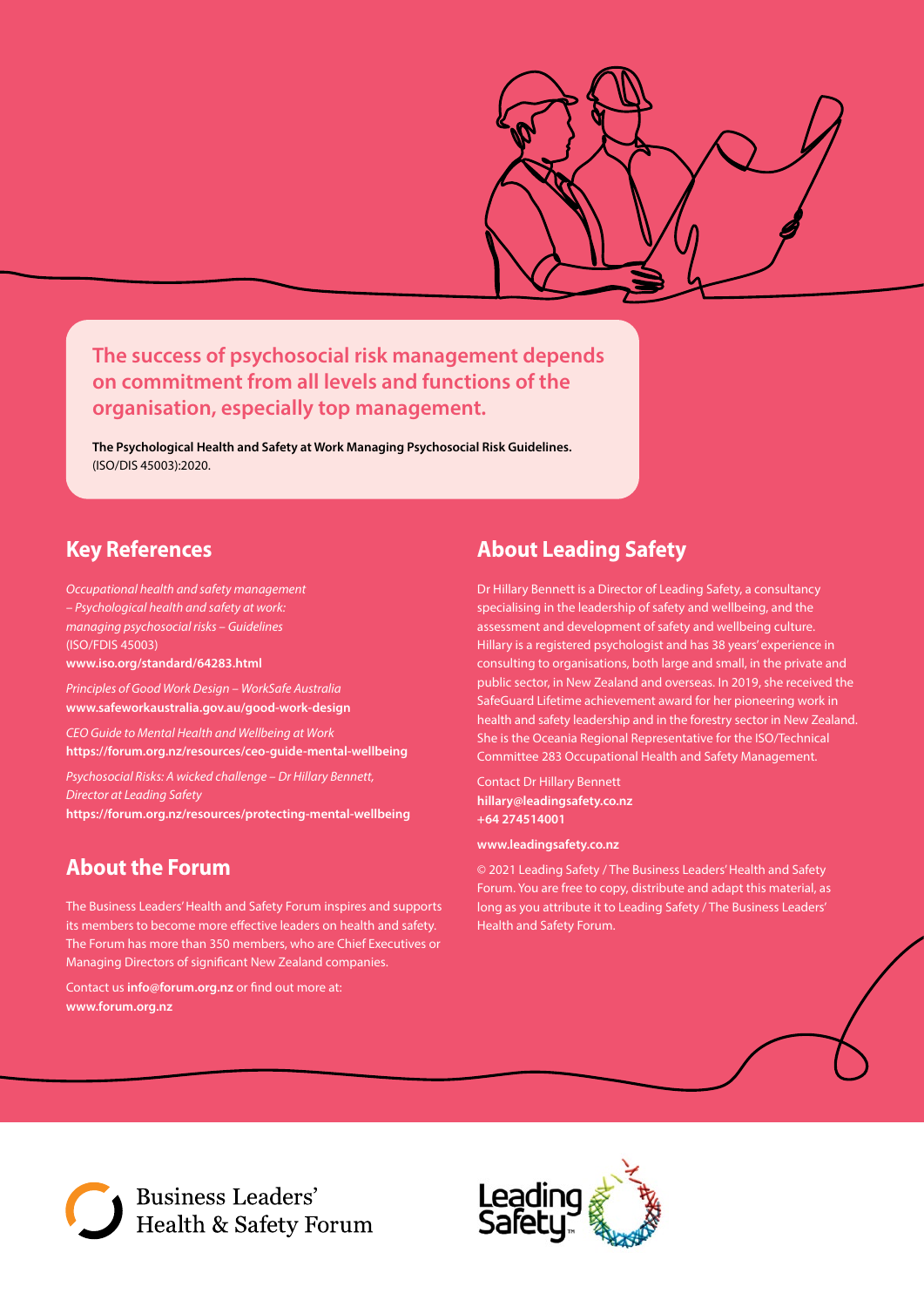**The success of psychosocial risk management depends on commitment from all levels and functions of the organisation, especially top management.**

**The Psychological Health and Safety at Work Managing Psychosocial Risk Guidelines.** (ISO/DIS 45003):2020.

## Key References

*Occupational health and safety management – Psychological health and safety at work: managing psychosocial risks – Guidelines* (ISO/FDIS 45003)
**www.iso.org/standard/64283.html**

*Principles of Good Work Design – WorkSafe Australia*
**www.safeworkaustralia.gov.au/good-work-design**

*CEO Guide to Mental Health and Wellbeing at Work*
**https://forum.org.nz/resources/ceo-guide-mental-wellbeing**

*Psychosocial Risks: A wicked challenge – Dr Hillary Bennett, Director at Leading Safety*
**https://forum.org.nz/resources/protecting-mental-wellbeing**

## About the Forum

The Business Leaders' Health and Safety Forum inspires and supports its members to become more effective leaders on health and safety. The Forum has more than 350 members, who are Chief Executives or Managing Directors of significant New Zealand companies.

Contact us **info@forum.org.nz** or find out more at: **www.forum.org.nz**

## About Leading Safety

Dr Hillary Bennett is a Director of Leading Safety, a consultancy specialising in the leadership of safety and wellbeing, and the assessment and development of safety and wellbeing culture. Hillary is a registered psychologist and has 38 years' experience in consulting to organisations, both large and small, in the private and public sector, in New Zealand and overseas. In 2019, she received the SafeGuard Lifetime achievement award for her pioneering work in health and safety leadership and in the forestry sector in New Zealand. She is the Oceania Regional Representative for the ISO/Technical Committee 283 Occupational Health and Safety Management.

Contact Dr Hillary Bennett
**hillary@leadingsafety.co.nz**
**+64 274514001**

**www.leadingsafety.co.nz**

© 2021 Leading Safety / The Business Leaders' Health and Safety Forum. You are free to copy, distribute and adapt this material, as long as you attribute it to Leading Safety / The Business Leaders' Health and Safety Forum.

Business Leaders' Health & Safety Forum

Leading Safety